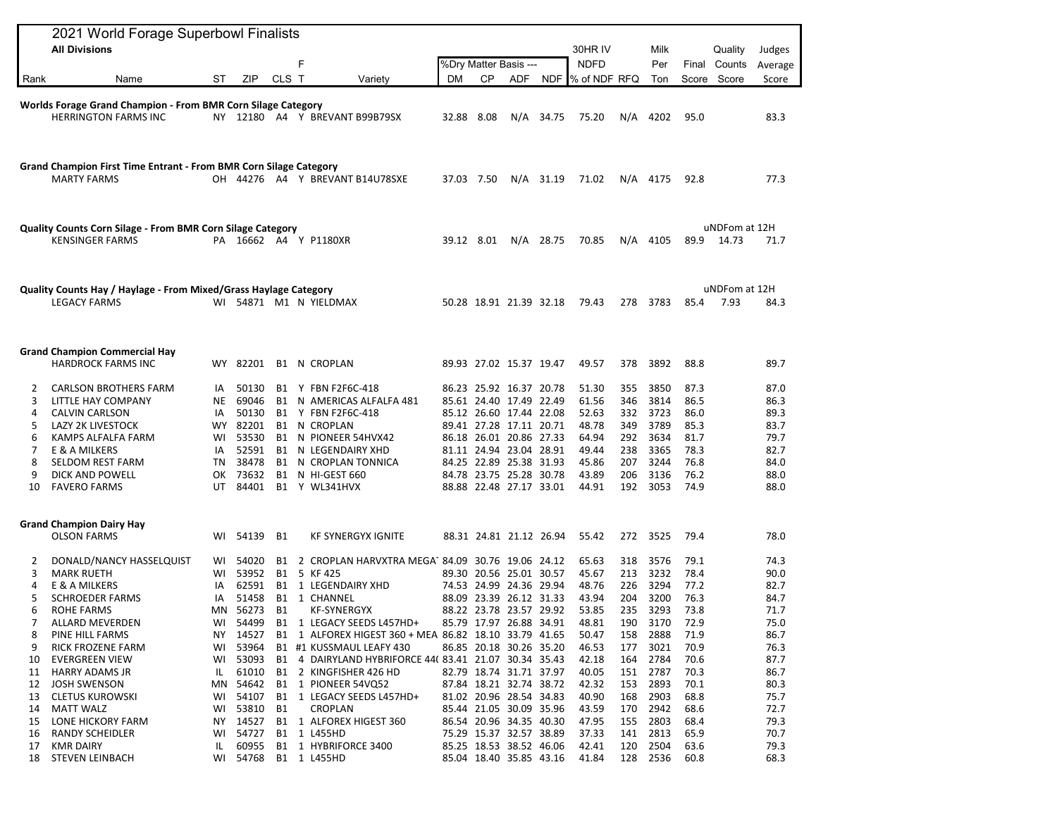# 2021 World Forage Superbowl Finalists

**All Divisions**

| Rank | Name | ST | ZIP | CLS | FT | Variety | DM | CP | ADF | NDF | 30HR IV NDFD % of NDF | RFQ | Milk Per Ton | Final Score | Quality Counts Score | Judges Average Score |
|---|---|---|---|---|---|---|---|---|---|---|---|---|---|---|---|---|
| | | | | | | | %Dry Matter Basis --- | | | | | | | | | |
| | **Worlds Forage Grand Champion - From BMR Corn Silage Category** | | | | | | | | | | | | | | | |
| | HERRINGTON FARMS INC | NY | 12180 | A4 | Y | BREVANT B99B79SX | 32.88 | 8.08 | N/A | 34.75 | 75.20 | N/A | 4202 | 95.0 | | 83.3 |
| | **Grand Champion First Time Entrant - From BMR Corn Silage Category** | | | | | | | | | | | | | | | |
| | MARTY FARMS | OH | 44276 | A4 | Y | BREVANT B14U78SXE | 37.03 | 7.50 | N/A | 31.19 | 71.02 | N/A | 4175 | 92.8 | | 77.3 |
| | **Quality Counts Corn Silage - From BMR Corn Silage Category** | | | | | | | | | | | | | | uNDFom at 12H | |
| | KENSINGER FARMS | PA | 16662 | A4 | Y | P1180XR | 39.12 | 8.01 | N/A | 28.75 | 70.85 | N/A | 4105 | 89.9 | 14.73 | 71.7 |
| | **Quality Counts Hay / Haylage - From Mixed/Grass Haylage Category** | | | | | | | | | | | | | | uNDFom at 12H | |
| | LEGACY FARMS | WI | 54871 | M1 | N | YIELDMAX | 50.28 | 18.91 | 21.39 | 32.18 | 79.43 | 278 | 3783 | 85.4 | 7.93 | 84.3 |
| | **Grand Champion Commercial Hay** | | | | | | | | | | | | | | | |
| | HARDROCK FARMS INC | WY | 82201 | B1 | N | CROPLAN | 89.93 | 27.02 | 15.37 | 19.47 | 49.57 | 378 | 3892 | 88.8 | | 89.7 |
| 2 | CARLSON BROTHERS FARM | IA | 50130 | B1 | Y | FBN F2F6C-418 | 86.23 | 25.92 | 16.37 | 20.78 | 51.30 | 355 | 3850 | 87.3 | | 87.0 |
| 3 | LITTLE HAY COMPANY | NE | 69046 | B1 | N | AMERICAS ALFALFA 481 | 85.61 | 24.40 | 17.49 | 22.49 | 61.56 | 346 | 3814 | 86.5 | | 86.3 |
| 4 | CALVIN CARLSON | IA | 50130 | B1 | Y | FBN F2F6C-418 | 85.12 | 26.60 | 17.44 | 22.08 | 52.63 | 332 | 3723 | 86.0 | | 89.3 |
| 5 | LAZY 2K LIVESTOCK | WY | 82201 | B1 | N | CROPLAN | 89.41 | 27.28 | 17.11 | 20.71 | 48.78 | 349 | 3789 | 85.3 | | 83.7 |
| 6 | KAMPS ALFALFA FARM | WI | 53530 | B1 | N | PIONEER 54HVX42 | 86.18 | 26.01 | 20.86 | 27.33 | 64.94 | 292 | 3634 | 81.7 | | 79.7 |
| 7 | E & A MILKERS | IA | 52591 | B1 | N | LEGENDAIRY XHD | 81.11 | 24.94 | 23.04 | 28.91 | 49.44 | 238 | 3365 | 78.3 | | 82.7 |
| 8 | SELDOM REST FARM | TN | 38478 | B1 | N | CROPLAN TONNICA | 84.25 | 22.89 | 25.38 | 31.93 | 45.86 | 207 | 3244 | 76.8 | | 84.0 |
| 9 | DICK AND POWELL | OK | 73632 | B1 | N | HI-GEST 660 | 84.78 | 23.75 | 25.28 | 30.78 | 43.89 | 206 | 3136 | 76.2 | | 88.0 |
| 10 | FAVERO FARMS | UT | 84401 | B1 | Y | WL341HVX | 88.88 | 22.48 | 27.17 | 33.01 | 44.91 | 192 | 3053 | 74.9 | | 88.0 |
| | **Grand Champion Dairy Hay** | | | | | | | | | | | | | | | |
| | OLSON FARMS | WI | 54139 | B1 | | KF SYNERGYX IGNITE | 88.31 | 24.81 | 21.12 | 26.94 | 55.42 | 272 | 3525 | 79.4 | | 78.0 |
| 2 | DONALD/NANCY HASSELQUIST | WI | 54020 | B1 | 2 | CROPLAN HARVXTRA MEGA | 84.09 | 30.76 | 19.06 | 24.12 | 65.63 | 318 | 3576 | 79.1 | | 74.3 |
| 3 | MARK RUETH | WI | 53952 | B1 | 5 | KF 425 | 89.30 | 20.56 | 25.01 | 30.57 | 45.67 | 213 | 3232 | 78.4 | | 90.0 |
| 4 | E & A MILKERS | IA | 62591 | B1 | 1 | LEGENDAIRY XHD | 74.53 | 24.99 | 24.36 | 29.94 | 48.76 | 226 | 3294 | 77.2 | | 82.7 |
| 5 | SCHROEDER FARMS | IA | 51458 | B1 | 1 | CHANNEL | 88.09 | 23.39 | 26.12 | 31.33 | 43.94 | 204 | 3200 | 76.3 | | 84.7 |
| 6 | ROHE FARMS | MN | 56273 | B1 | | KF-SYNERGYX | 88.22 | 23.78 | 23.57 | 29.92 | 53.85 | 235 | 3293 | 73.8 | | 71.7 |
| 7 | ALLARD MEVERDEN | WI | 54499 | B1 | 1 | LEGACY SEEDS L457HD+ | 85.79 | 17.97 | 26.88 | 34.91 | 48.81 | 190 | 3170 | 72.9 | | 75.0 |
| 8 | PINE HILL FARMS | NY | 14527 | B1 | 1 | ALFOREX HIGEST 360 + MEA | 86.82 | 18.10 | 33.79 | 41.65 | 50.47 | 158 | 2888 | 71.9 | | 86.7 |
| 9 | RICK FROZENE FARM | WI | 53964 | B1 | #1 | KUSSMAUL LEAFY 430 | 86.85 | 20.18 | 30.26 | 35.20 | 46.53 | 177 | 3021 | 70.9 | | 76.3 |
| 10 | EVERGREEN VIEW | WI | 53093 | B1 | 4 | DAIRYLAND HYBRIFORCE 44( | 83.41 | 21.07 | 30.34 | 35.43 | 42.18 | 164 | 2784 | 70.6 | | 87.7 |
| 11 | HARRY ADAMS JR | IL | 61010 | B1 | 2 | KINGFISHER 426 HD | 82.79 | 18.74 | 31.71 | 37.97 | 40.05 | 151 | 2787 | 70.3 | | 86.7 |
| 12 | JOSH SWENSON | MN | 54642 | B1 | 1 | PIONEER 54VQ52 | 87.84 | 18.21 | 32.74 | 38.72 | 42.32 | 153 | 2893 | 70.1 | | 80.3 |
| 13 | CLETUS KUROWSKI | WI | 54107 | B1 | 1 | LEGACY SEEDS L457HD+ | 81.02 | 20.96 | 28.54 | 34.83 | 40.90 | 168 | 2903 | 68.8 | | 75.7 |
| 14 | MATT WALZ | WI | 53810 | B1 | | CROPLAN | 85.44 | 21.05 | 30.09 | 35.96 | 43.59 | 170 | 2942 | 68.6 | | 72.7 |
| 15 | LONE HICKORY FARM | NY | 14527 | B1 | 1 | ALFOREX HIGEST 360 | 86.54 | 20.96 | 34.35 | 40.30 | 47.95 | 155 | 2803 | 68.4 | | 79.3 |
| 16 | RANDY SCHEIDLER | WI | 54727 | B1 | 1 | L455HD | 75.29 | 15.37 | 32.57 | 38.89 | 37.33 | 141 | 2813 | 65.9 | | 70.7 |
| 17 | KMR DAIRY | IL | 60955 | B1 | 1 | HYBRIFORCE 3400 | 85.25 | 18.53 | 38.52 | 46.06 | 42.41 | 120 | 2504 | 63.6 | | 79.3 |
| 18 | STEVEN LEINBACH | WI | 54768 | B1 | 1 | L455HD | 85.04 | 18.40 | 35.85 | 43.16 | 41.84 | 128 | 2536 | 60.8 | | 68.3 |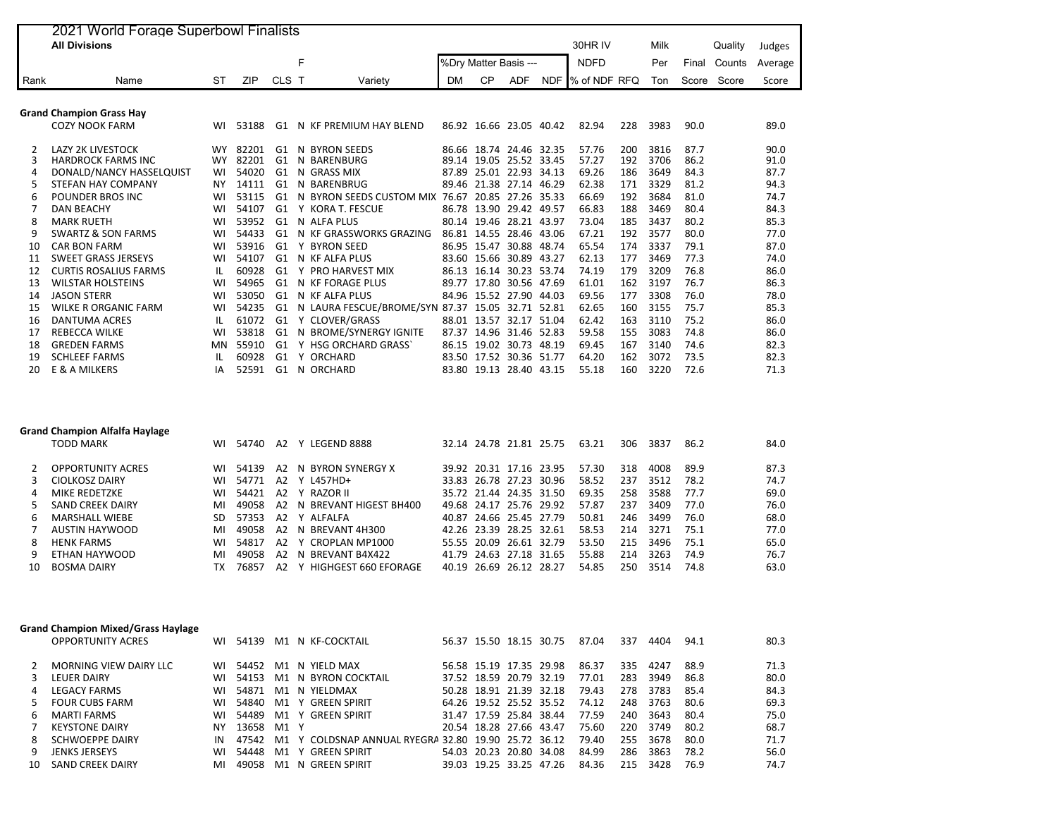# 2021 World Forage Superbowl Finalists

**All Divisions**

| Rank | Name | ST | ZIP | CLS | FT | Variety | %Dry Matter Basis --- DM | CP | ADF | NDF | 30HR IV NDFD % of NDF | RFQ | Milk Per Ton | Final Score | Quality Counts Score | Judges Average Score |
|---|---|---|---|---|---|---|---|---|---|---|---|---|---|---|---|---|
| **Grand Champion Grass Hay** | | | | | | | | | | | | | | | | |
| | COZY NOOK FARM | WI | 53188 | G1 | N | KF PREMIUM HAY BLEND | 86.92 | 16.66 | 23.05 | 40.42 | 82.94 | 228 | 3983 | 90.0 | | 89.0 |
| 2 | LAZY 2K LIVESTOCK | WY | 82201 | G1 | N | BYRON SEEDS | 86.66 | 18.74 | 24.46 | 32.35 | 57.76 | 200 | 3816 | 87.7 | | 90.0 |
| 3 | HARDROCK FARMS INC | WY | 82201 | G1 | N | BARENBURG | 89.14 | 19.05 | 25.52 | 33.45 | 57.27 | 192 | 3706 | 86.2 | | 91.0 |
| 4 | DONALD/NANCY HASSELQUIST | WI | 54020 | G1 | N | GRASS MIX | 87.89 | 25.01 | 22.93 | 34.13 | 69.26 | 186 | 3649 | 84.3 | | 87.7 |
| 5 | STEFAN HAY COMPANY | NY | 14111 | G1 | N | BARENBRUG | 89.46 | 21.38 | 27.14 | 46.29 | 62.38 | 171 | 3329 | 81.2 | | 94.3 |
| 6 | POUNDER BROS INC | WI | 53115 | G1 | N | BYRON SEEDS CUSTOM MIX | 76.67 | 20.85 | 27.26 | 35.33 | 66.69 | 192 | 3684 | 81.0 | | 74.7 |
| 7 | DAN BEACHY | WI | 54107 | G1 | Y | KORA T. FESCUE | 86.78 | 13.90 | 29.42 | 49.57 | 66.83 | 188 | 3469 | 80.4 | | 84.3 |
| 8 | MARK RUETH | WI | 53952 | G1 | N | ALFA PLUS | 80.14 | 19.46 | 28.21 | 43.97 | 73.04 | 185 | 3437 | 80.2 | | 85.3 |
| 9 | SWARTZ & SON FARMS | WI | 54433 | G1 | N | KF GRASSWORKS GRAZING | 86.81 | 14.55 | 28.46 | 43.06 | 67.21 | 192 | 3577 | 80.0 | | 77.0 |
| 10 | CAR BON FARM | WI | 53916 | G1 | Y | BYRON SEED | 86.95 | 15.47 | 30.88 | 48.74 | 65.54 | 174 | 3337 | 79.1 | | 87.0 |
| 11 | SWEET GRASS JERSEYS | WI | 54107 | G1 | N | KF ALFA PLUS | 83.60 | 15.66 | 30.89 | 43.27 | 62.13 | 177 | 3469 | 77.3 | | 74.0 |
| 12 | CURTIS ROSALIUS FARMS | IL | 60928 | G1 | Y | PRO HARVEST MIX | 86.13 | 16.14 | 30.23 | 53.74 | 74.19 | 179 | 3209 | 76.8 | | 86.0 |
| 13 | WILSTAR HOLSTEINS | WI | 54965 | G1 | N | KF FORAGE PLUS | 89.77 | 17.80 | 30.56 | 47.69 | 61.01 | 162 | 3197 | 76.7 | | 86.3 |
| 14 | JASON STERR | WI | 53050 | G1 | N | KF ALFA PLUS | 84.96 | 15.52 | 27.90 | 44.03 | 69.56 | 177 | 3308 | 76.0 | | 78.0 |
| 15 | WILKE R ORGANIC FARM | WI | 54235 | G1 | N | LAURA FESCUE/BROME/SYN | 87.37 | 15.05 | 32.71 | 52.81 | 62.65 | 160 | 3155 | 75.7 | | 85.3 |
| 16 | DANTUMA ACRES | IL | 61072 | G1 | Y | CLOVER/GRASS | 88.01 | 13.57 | 32.17 | 51.04 | 62.42 | 163 | 3110 | 75.2 | | 86.0 |
| 17 | REBECCA WILKE | WI | 53818 | G1 | N | BROME/SYNERGY IGNITE | 87.37 | 14.96 | 31.46 | 52.83 | 59.58 | 155 | 3083 | 74.8 | | 86.0 |
| 18 | GREDEN FARMS | MN | 55910 | G1 | Y | HSG ORCHARD GRASS` | 86.15 | 19.02 | 30.73 | 48.19 | 69.45 | 167 | 3140 | 74.6 | | 82.3 |
| 19 | SCHLEEF FARMS | IL | 60928 | G1 | Y | ORCHARD | 83.50 | 17.52 | 30.36 | 51.77 | 64.20 | 162 | 3072 | 73.5 | | 82.3 |
| 20 | E & A MILKERS | IA | 52591 | G1 | N | ORCHARD | 83.80 | 19.13 | 28.40 | 43.15 | 55.18 | 160 | 3220 | 72.6 | | 71.3 |
| **Grand Champion Alfalfa Haylage** | | | | | | | | | | | | | | | | |
| | TODD MARK | WI | 54740 | A2 | Y | LEGEND 8888 | 32.14 | 24.78 | 21.81 | 25.75 | 63.21 | 306 | 3837 | 86.2 | | 84.0 |
| 2 | OPPORTUNITY ACRES | WI | 54139 | A2 | N | BYRON SYNERGY X | 39.92 | 20.31 | 17.16 | 23.95 | 57.30 | 318 | 4008 | 89.9 | | 87.3 |
| 3 | CIOLKOSZ DAIRY | WI | 54771 | A2 | Y | L457HD+ | 33.83 | 26.78 | 27.23 | 30.96 | 58.52 | 237 | 3512 | 78.2 | | 74.7 |
| 4 | MIKE REDETZKE | WI | 54421 | A2 | Y | RAZOR II | 35.72 | 21.44 | 24.35 | 31.50 | 69.35 | 258 | 3588 | 77.7 | | 69.0 |
| 5 | SAND CREEK DAIRY | MI | 49058 | A2 | N | BREVANT HIGEST BH400 | 49.68 | 24.17 | 25.76 | 29.92 | 57.87 | 237 | 3409 | 77.0 | | 76.0 |
| 6 | MARSHALL WIEBE | SD | 57353 | A2 | Y | ALFALFA | 40.87 | 24.66 | 25.45 | 27.79 | 50.81 | 246 | 3499 | 76.0 | | 68.0 |
| 7 | AUSTIN HAYWOOD | MI | 49058 | A2 | N | BREVANT 4H300 | 42.26 | 23.39 | 28.25 | 32.61 | 58.53 | 214 | 3271 | 75.1 | | 77.0 |
| 8 | HENK FARMS | WI | 54817 | A2 | Y | CROPLAN MP1000 | 55.55 | 20.09 | 26.61 | 32.79 | 53.50 | 215 | 3496 | 75.1 | | 65.0 |
| 9 | ETHAN HAYWOOD | MI | 49058 | A2 | N | BREVANT B4X422 | 41.79 | 24.63 | 27.18 | 31.65 | 55.88 | 214 | 3263 | 74.9 | | 76.7 |
| 10 | BOSMA DAIRY | TX | 76857 | A2 | Y | HIGHGEST 660 EFORAGE | 40.19 | 26.69 | 26.12 | 28.27 | 54.85 | 250 | 3514 | 74.8 | | 63.0 |
| **Grand Champion Mixed/Grass Haylage** | | | | | | | | | | | | | | | | |
| | OPPORTUNITY ACRES | WI | 54139 | M1 | N | KF-COCKTAIL | 56.37 | 15.50 | 18.15 | 30.75 | 87.04 | 337 | 4404 | 94.1 | | 80.3 |
| 2 | MORNING VIEW DAIRY LLC | WI | 54452 | M1 | N | YIELD MAX | 56.58 | 15.19 | 17.35 | 29.98 | 86.37 | 335 | 4247 | 88.9 | | 71.3 |
| 3 | LEUER DAIRY | WI | 54153 | M1 | N | BYRON COCKTAIL | 37.52 | 18.59 | 20.79 | 32.19 | 77.01 | 283 | 3949 | 86.8 | | 80.0 |
| 4 | LEGACY FARMS | WI | 54871 | M1 | N | YIELDMAX | 50.28 | 18.91 | 21.39 | 32.18 | 79.43 | 278 | 3783 | 85.4 | | 84.3 |
| 5 | FOUR CUBS FARM | WI | 54840 | M1 | Y | GREEN SPIRIT | 64.26 | 19.52 | 25.52 | 35.52 | 74.12 | 248 | 3763 | 80.6 | | 69.3 |
| 6 | MARTI FARMS | WI | 54489 | M1 | Y | GREEN SPIRIT | 31.47 | 17.59 | 25.84 | 38.44 | 77.59 | 240 | 3643 | 80.4 | | 75.0 |
| 7 | KEYSTONE DAIRY | NY | 13658 | M1 | Y | | 20.54 | 18.28 | 27.66 | 43.47 | 75.60 | 220 | 3749 | 80.2 | | 68.7 |
| 8 | SCHWOEPPE DAIRY | IN | 47542 | M1 | Y | COLDSNAP ANNUAL RYEGRA | 32.80 | 19.90 | 25.72 | 36.12 | 79.40 | 255 | 3678 | 80.0 | | 71.7 |
| 9 | JENKS JERSEYS | WI | 54448 | M1 | Y | GREEN SPIRIT | 54.03 | 20.23 | 20.80 | 34.08 | 84.99 | 286 | 3863 | 78.2 | | 56.0 |
| 10 | SAND CREEK DAIRY | MI | 49058 | M1 | N | GREEN SPIRIT | 39.03 | 19.25 | 33.25 | 47.26 | 84.36 | 215 | 3428 | 76.9 | | 74.7 |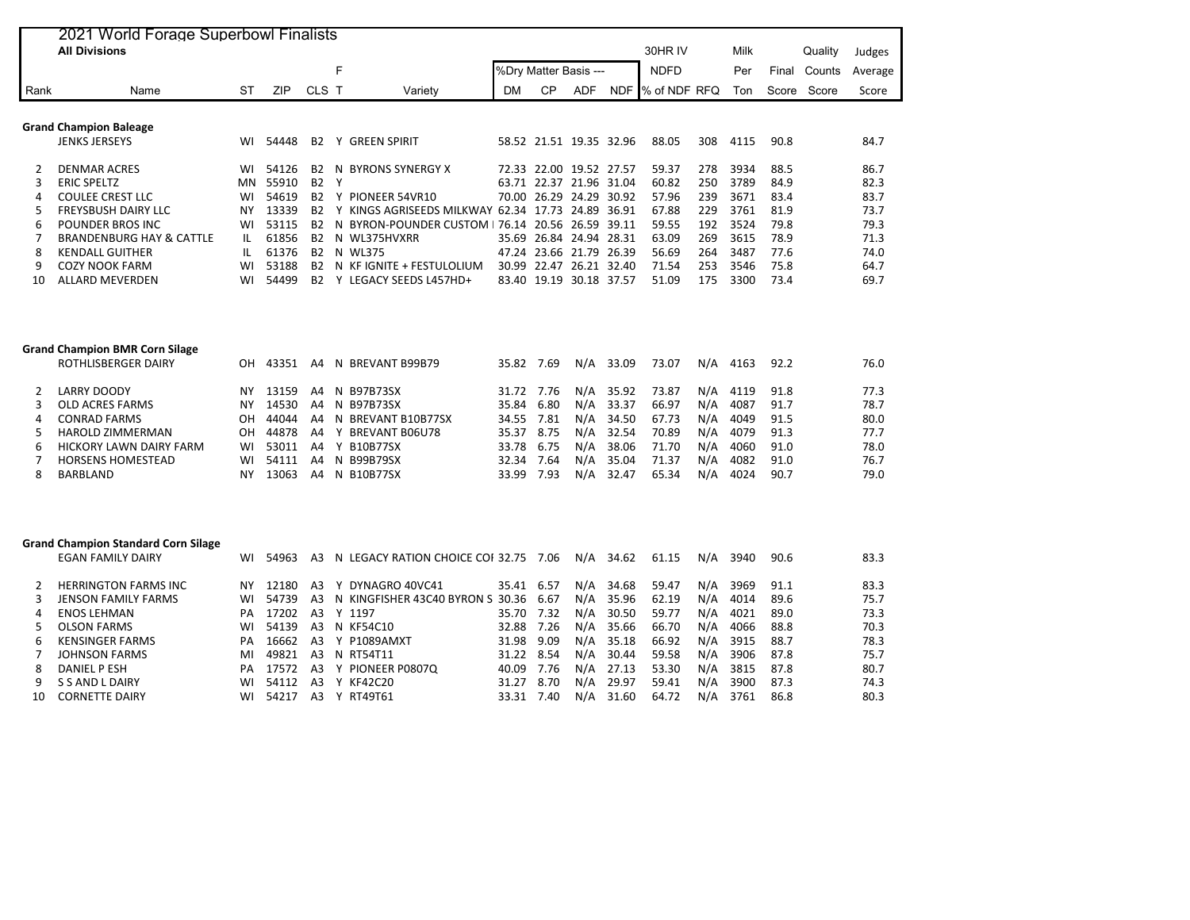# 2021 World Forage Superbowl Finalists

**All Divisions**

| Rank | Name | ST | ZIP | CLS | F T | Variety | %Dry Matter Basis --- DM | CP | ADF | NDF | 30HR IV NDFD % of NDF | RFQ | Milk Per Ton | Final Score | Quality Counts Score | Judges Average Score |
|---|---|---|---|---|---|---|---|---|---|---|---|---|---|---|---|---|
| | **Grand Champion Baleage** | | | | | | | | | | | | | | | |
| | JENKS JERSEYS | WI | 54448 | B2 | Y | GREEN SPIRIT | 58.52 | 21.51 | 19.35 | 32.96 | 88.05 | 308 | 4115 | 90.8 | | 84.7 |
| 2 | DENMAR ACRES | WI | 54126 | B2 | N | BYRONS SYNERGY X | 72.33 | 22.00 | 19.52 | 27.57 | 59.37 | 278 | 3934 | 88.5 | | 86.7 |
| 3 | ERIC SPELTZ | MN | 55910 | B2 | Y | | 63.71 | 22.37 | 21.96 | 31.04 | 60.82 | 250 | 3789 | 84.9 | | 82.3 |
| 4 | COULEE CREST LLC | WI | 54619 | B2 | Y | PIONEER 54VR10 | 70.00 | 26.29 | 24.29 | 30.92 | 57.96 | 239 | 3671 | 83.4 | | 83.7 |
| 5 | FREYSBUSH DAIRY LLC | NY | 13339 | B2 | Y | KINGS AGRISEEDS MILKWAY | 62.34 | 17.73 | 24.89 | 36.91 | 67.88 | 229 | 3761 | 81.9 | | 73.7 |
| 6 | POUNDER BROS INC | WI | 53115 | B2 | N | BYRON-POUNDER CUSTOM | 76.14 | 20.56 | 26.59 | 39.11 | 59.55 | 192 | 3524 | 79.8 | | 79.3 |
| 7 | BRANDENBURG HAY & CATTLE | IL | 61856 | B2 | N | WL375HVXRR | 35.69 | 26.84 | 24.94 | 28.31 | 63.09 | 269 | 3615 | 78.9 | | 71.3 |
| 8 | KENDALL GUITHER | IL | 61376 | B2 | N | WL375 | 47.24 | 23.66 | 21.79 | 26.39 | 56.69 | 264 | 3487 | 77.6 | | 74.0 |
| 9 | COZY NOOK FARM | WI | 53188 | B2 | N | KF IGNITE + FESTULOLIUM | 30.99 | 22.47 | 26.21 | 32.40 | 71.54 | 253 | 3546 | 75.8 | | 64.7 |
| 10 | ALLARD MEVERDEN | WI | 54499 | B2 | Y | LEGACY SEEDS L457HD+ | 83.40 | 19.19 | 30.18 | 37.57 | 51.09 | 175 | 3300 | 73.4 | | 69.7 |
| | **Grand Champion BMR Corn Silage** | | | | | | | | | | | | | | | |
| | ROTHLISBERGER DAIRY | OH | 43351 | A4 | N | BREVANT B99B79 | 35.82 | 7.69 | N/A | 33.09 | 73.07 | N/A | 4163 | 92.2 | | 76.0 |
| 2 | LARRY DOODY | NY | 13159 | A4 | N | B97B73SX | 31.72 | 7.76 | N/A | 35.92 | 73.87 | N/A | 4119 | 91.8 | | 77.3 |
| 3 | OLD ACRES FARMS | NY | 14530 | A4 | N | B97B73SX | 35.84 | 6.80 | N/A | 33.37 | 66.97 | N/A | 4087 | 91.7 | | 78.7 |
| 4 | CONRAD FARMS | OH | 44044 | A4 | N | BREVANT B10B77SX | 34.55 | 7.81 | N/A | 34.50 | 67.73 | N/A | 4049 | 91.5 | | 80.0 |
| 5 | HAROLD ZIMMERMAN | OH | 44878 | A4 | Y | BREVANT B06U78 | 35.37 | 8.75 | N/A | 32.54 | 70.89 | N/A | 4079 | 91.3 | | 77.7 |
| 6 | HICKORY LAWN DAIRY FARM | WI | 53011 | A4 | Y | B10B77SX | 33.78 | 6.75 | N/A | 38.06 | 71.70 | N/A | 4060 | 91.0 | | 78.0 |
| 7 | HORSENS HOMESTEAD | WI | 54111 | A4 | N | B99B79SX | 32.34 | 7.64 | N/A | 35.04 | 71.37 | N/A | 4082 | 91.0 | | 76.7 |
| 8 | BARBLAND | NY | 13063 | A4 | N | B10B77SX | 33.99 | 7.93 | N/A | 32.47 | 65.34 | N/A | 4024 | 90.7 | | 79.0 |
| | **Grand Champion Standard Corn Silage** | | | | | | | | | | | | | | | |
| | EGAN FAMILY DAIRY | WI | 54963 | A3 | N | LEGACY RATION CHOICE COI | 32.75 | 7.06 | N/A | 34.62 | 61.15 | N/A | 3940 | 90.6 | | 83.3 |
| 2 | HERRINGTON FARMS INC | NY | 12180 | A3 | Y | DYNAGRO 40VC41 | 35.41 | 6.57 | N/A | 34.68 | 59.47 | N/A | 3969 | 91.1 | | 83.3 |
| 3 | JENSON FAMILY FARMS | WI | 54739 | A3 | N | KINGFISHER 43C40 BYRON S | 30.36 | 6.67 | N/A | 35.96 | 62.19 | N/A | 4014 | 89.6 | | 75.7 |
| 4 | ENOS LEHMAN | PA | 17202 | A3 | Y | 1197 | 35.70 | 7.32 | N/A | 30.50 | 59.77 | N/A | 4021 | 89.0 | | 73.3 |
| 5 | OLSON FARMS | WI | 54139 | A3 | N | KF54C10 | 32.88 | 7.26 | N/A | 35.66 | 66.70 | N/A | 4066 | 88.8 | | 70.3 |
| 6 | KENSINGER FARMS | PA | 16662 | A3 | Y | P1089AMXT | 31.98 | 9.09 | N/A | 35.18 | 66.92 | N/A | 3915 | 88.7 | | 78.3 |
| 7 | JOHNSON FARMS | MI | 49821 | A3 | N | RT54T11 | 31.22 | 8.54 | N/A | 30.44 | 59.58 | N/A | 3906 | 87.8 | | 75.7 |
| 8 | DANIEL P ESH | PA | 17572 | A3 | Y | PIONEER P0807Q | 40.09 | 7.76 | N/A | 27.13 | 53.30 | N/A | 3815 | 87.8 | | 80.7 |
| 9 | S S AND L DAIRY | WI | 54112 | A3 | Y | KF42C20 | 31.27 | 8.70 | N/A | 29.97 | 59.41 | N/A | 3900 | 87.3 | | 74.3 |
| 10 | CORNETTE DAIRY | WI | 54217 | A3 | Y | RT49T61 | 33.31 | 7.40 | N/A | 31.60 | 64.72 | N/A | 3761 | 86.8 | | 80.3 |